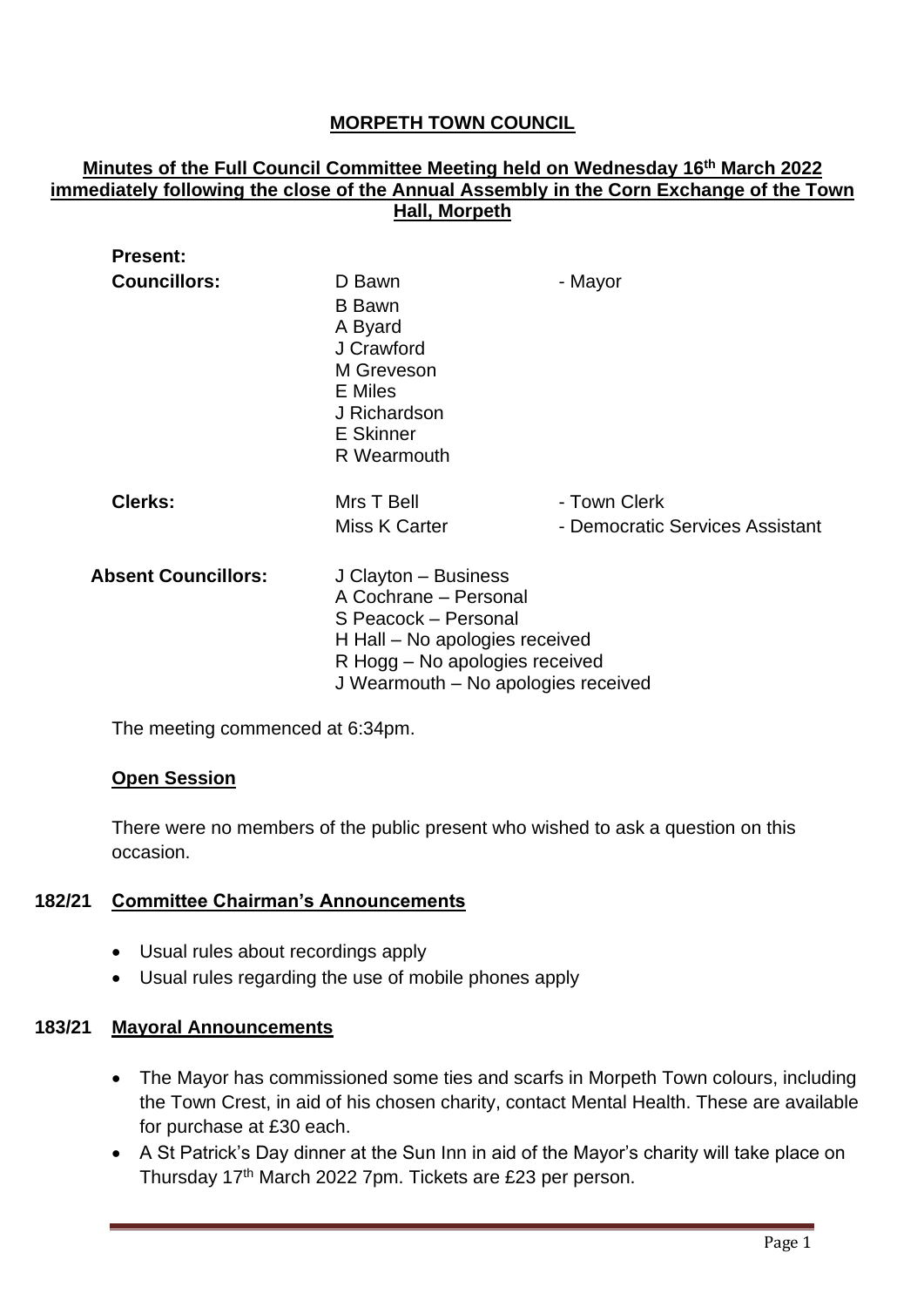# MORPETH TOWN COUNCIL

## Minutes of the Full Council Committee Meeting held on Wednesday 16th March 2022 immediately following the close of the Annual Assembly in the Corn Exchange of the Town Hall, Morpeth

**Present:**

| | | |
|---|---|---|
| **Councillors:** | D Bawn | - Mayor |
| | B Bawn | |
| | A Byard | |
| | J Crawford | |
| | M Greveson | |
| | E Miles | |
| | J Richardson | |
| | E Skinner | |
| | R Wearmouth | |
| **Clerks:** | Mrs T Bell | - Town Clerk |
| | Miss K Carter | - Democratic Services Assistant |
| **Absent Councillors:** | J Clayton – Business | |
| | A Cochrane – Personal | |
| | S Peacock – Personal | |
| | H Hall – No apologies received | |
| | R Hogg – No apologies received | |
| | J Wearmouth – No apologies received | |

The meeting commenced at 6:34pm.

**Open Session**

There were no members of the public present who wished to ask a question on this occasion.

### 182/21 Committee Chairman's Announcements

- Usual rules about recordings apply
- Usual rules regarding the use of mobile phones apply

### 183/21 Mayoral Announcements

- The Mayor has commissioned some ties and scarfs in Morpeth Town colours, including the Town Crest, in aid of his chosen charity, contact Mental Health. These are available for purchase at £30 each.
- A St Patrick's Day dinner at the Sun Inn in aid of the Mayor's charity will take place on Thursday 17th March 2022 7pm. Tickets are £23 per person.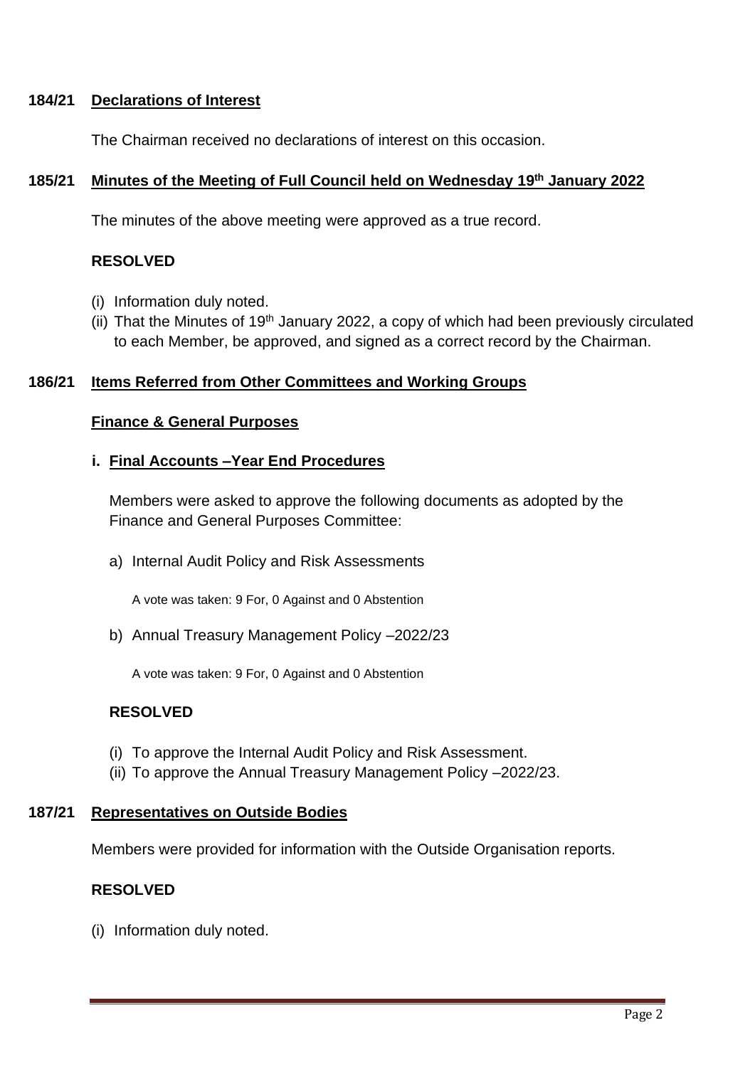**184/21 Declarations of Interest**

The Chairman received no declarations of interest on this occasion.

**185/21 Minutes of the Meeting of Full Council held on Wednesday 19th January 2022**

The minutes of the above meeting were approved as a true record.

**RESOLVED**

(i) Information duly noted.
(ii) That the Minutes of 19th January 2022, a copy of which had been previously circulated to each Member, be approved, and signed as a correct record by the Chairman.

**186/21 Items Referred from Other Committees and Working Groups**

**Finance & General Purposes**

**i. Final Accounts –Year End Procedures**

Members were asked to approve the following documents as adopted by the Finance and General Purposes Committee:

a) Internal Audit Policy and Risk Assessments

A vote was taken: 9 For, 0 Against and 0 Abstention

b) Annual Treasury Management Policy –2022/23

A vote was taken: 9 For, 0 Against and 0 Abstention

**RESOLVED**

(i) To approve the Internal Audit Policy and Risk Assessment.
(ii) To approve the Annual Treasury Management Policy –2022/23.

**187/21 Representatives on Outside Bodies**

Members were provided for information with the Outside Organisation reports.

**RESOLVED**

(i) Information duly noted.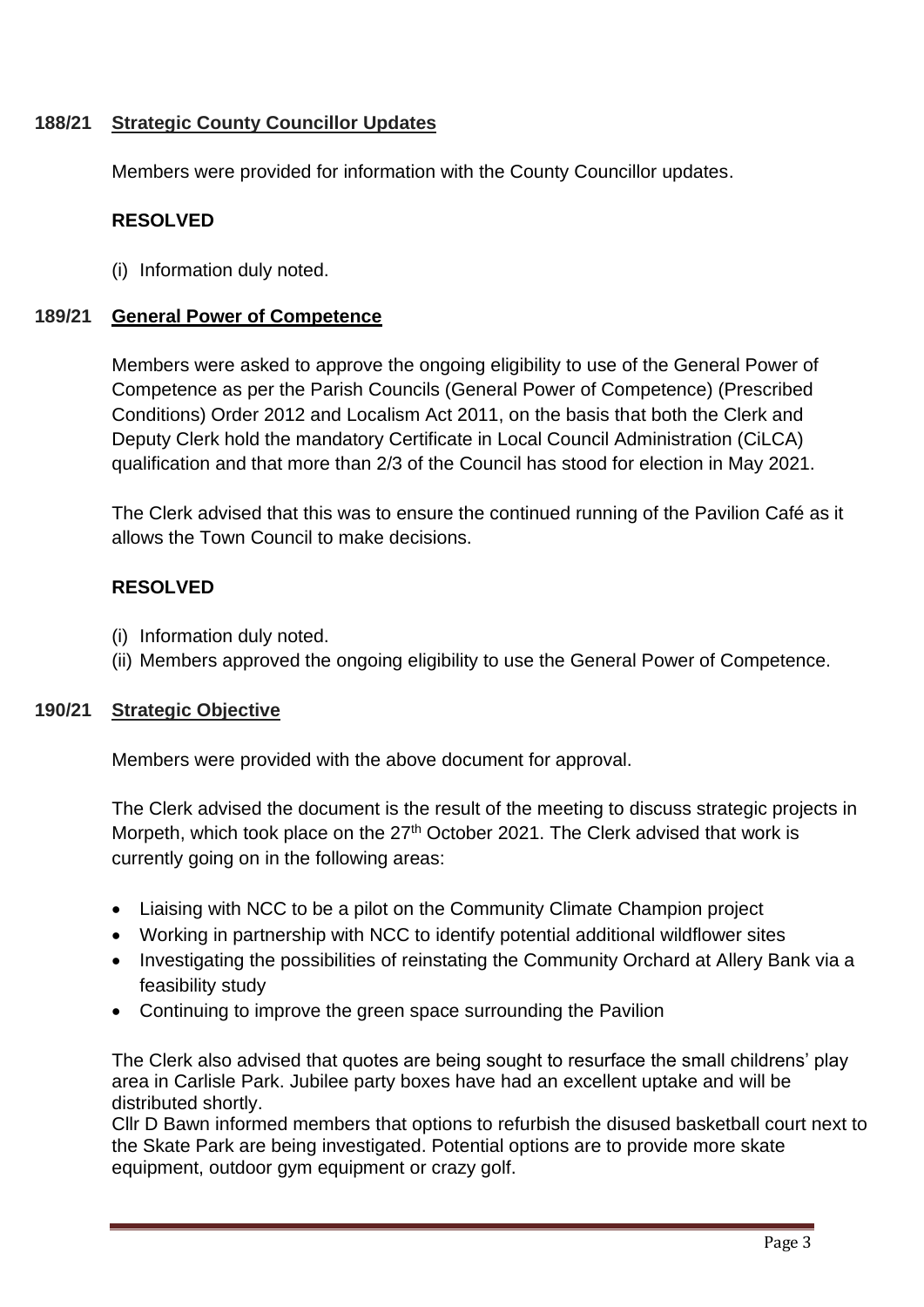**188/21 Strategic County Councillor Updates**

Members were provided for information with the County Councillor updates.

**RESOLVED**

(i) Information duly noted.

**189/21 General Power of Competence**

Members were asked to approve the ongoing eligibility to use of the General Power of Competence as per the Parish Councils (General Power of Competence) (Prescribed Conditions) Order 2012 and Localism Act 2011, on the basis that both the Clerk and Deputy Clerk hold the mandatory Certificate in Local Council Administration (CiLCA) qualification and that more than 2/3 of the Council has stood for election in May 2021.

The Clerk advised that this was to ensure the continued running of the Pavilion Café as it allows the Town Council to make decisions.

**RESOLVED**

(i) Information duly noted.
(ii) Members approved the ongoing eligibility to use the General Power of Competence.

**190/21 Strategic Objective**

Members were provided with the above document for approval.

The Clerk advised the document is the result of the meeting to discuss strategic projects in Morpeth, which took place on the 27th October 2021. The Clerk advised that work is currently going on in the following areas:

- Liaising with NCC to be a pilot on the Community Climate Champion project
- Working in partnership with NCC to identify potential additional wildflower sites
- Investigating the possibilities of reinstating the Community Orchard at Allery Bank via a feasibility study
- Continuing to improve the green space surrounding the Pavilion

The Clerk also advised that quotes are being sought to resurface the small childrens' play area in Carlisle Park. Jubilee party boxes have had an excellent uptake and will be distributed shortly.
Cllr D Bawn informed members that options to refurbish the disused basketball court next to the Skate Park are being investigated. Potential options are to provide more skate equipment, outdoor gym equipment or crazy golf.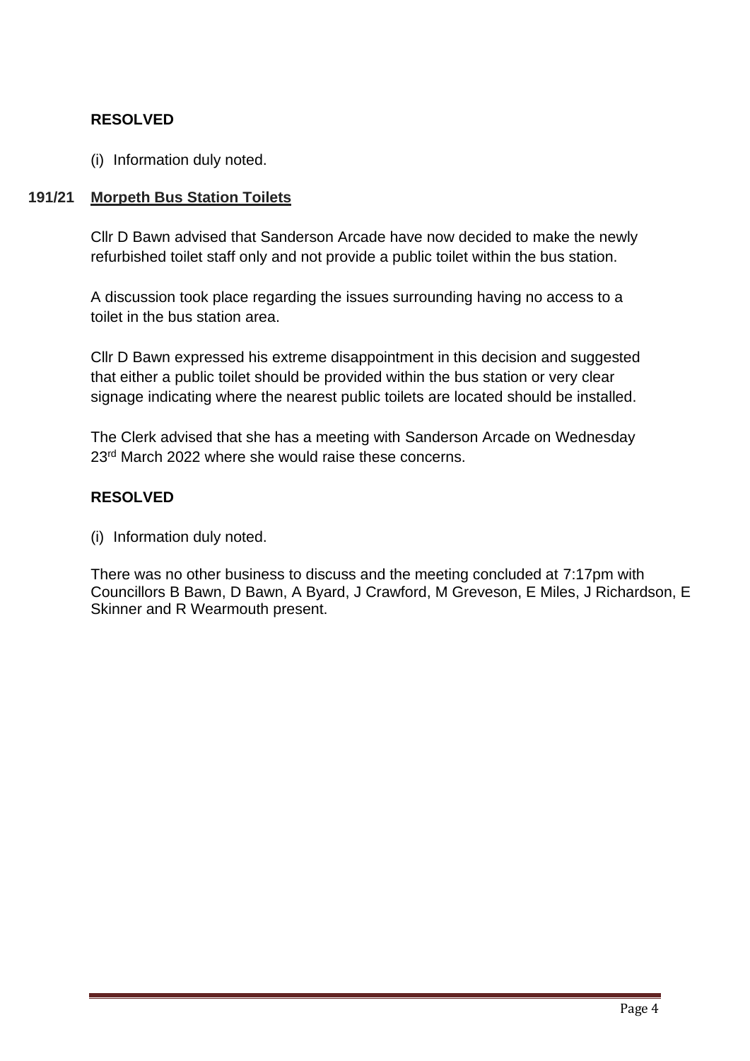**RESOLVED**

(i) Information duly noted.

**191/21 Morpeth Bus Station Toilets**

Cllr D Bawn advised that Sanderson Arcade have now decided to make the newly refurbished toilet staff only and not provide a public toilet within the bus station.

A discussion took place regarding the issues surrounding having no access to a toilet in the bus station area.

Cllr D Bawn expressed his extreme disappointment in this decision and suggested that either a public toilet should be provided within the bus station or very clear signage indicating where the nearest public toilets are located should be installed.

The Clerk advised that she has a meeting with Sanderson Arcade on Wednesday 23rd March 2022 where she would raise these concerns.

**RESOLVED**

(i) Information duly noted.

There was no other business to discuss and the meeting concluded at 7:17pm with Councillors B Bawn, D Bawn, A Byard, J Crawford, M Greveson, E Miles, J Richardson, E Skinner and R Wearmouth present.